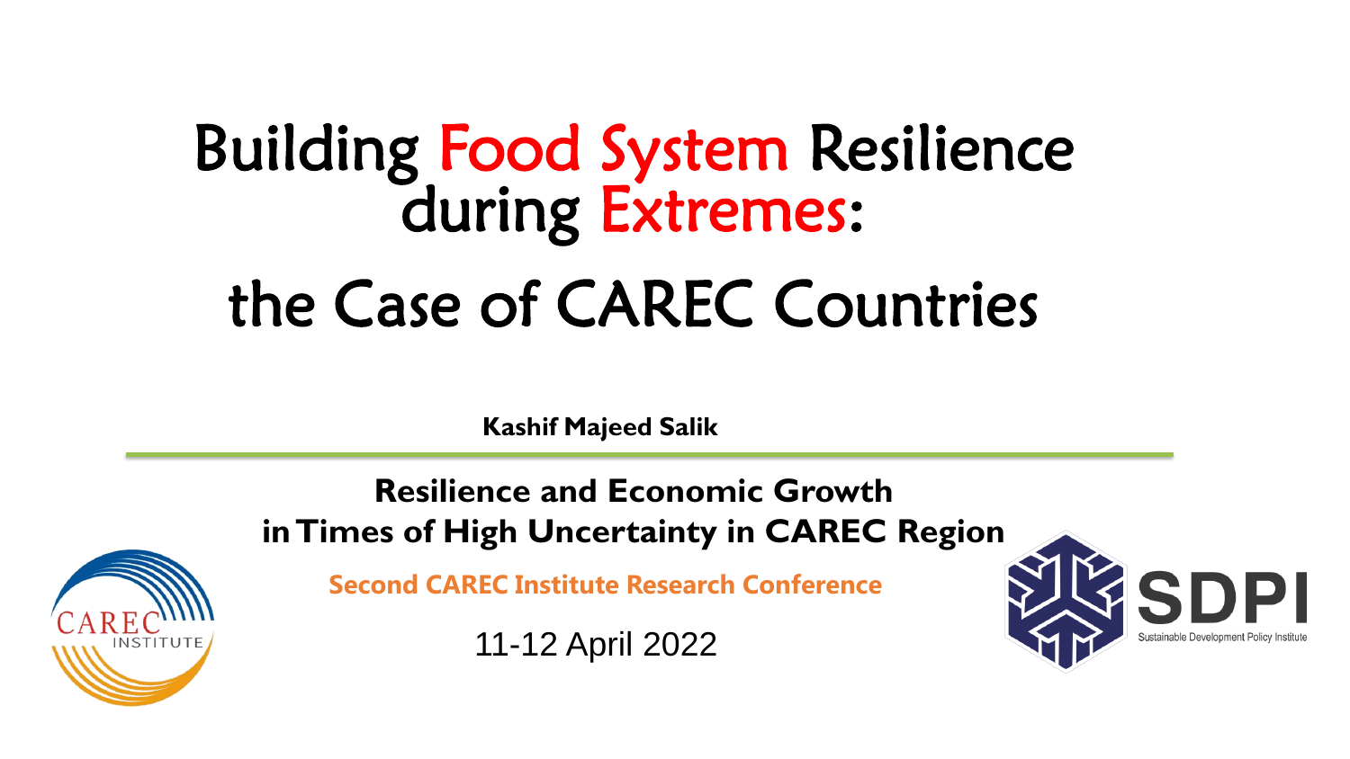# Building Food System Resilience during Extremes: the Case of CAREC Countries

**Kashif Majeed Salik**

---

**Resilience and Economic Growth in Times of High Uncertainty in CAREC Region**

**Second CAREC Institute Research Conference**

11-12 April 2022

CAREC INSTITUTE

SDPI Sustainable Development Policy Institute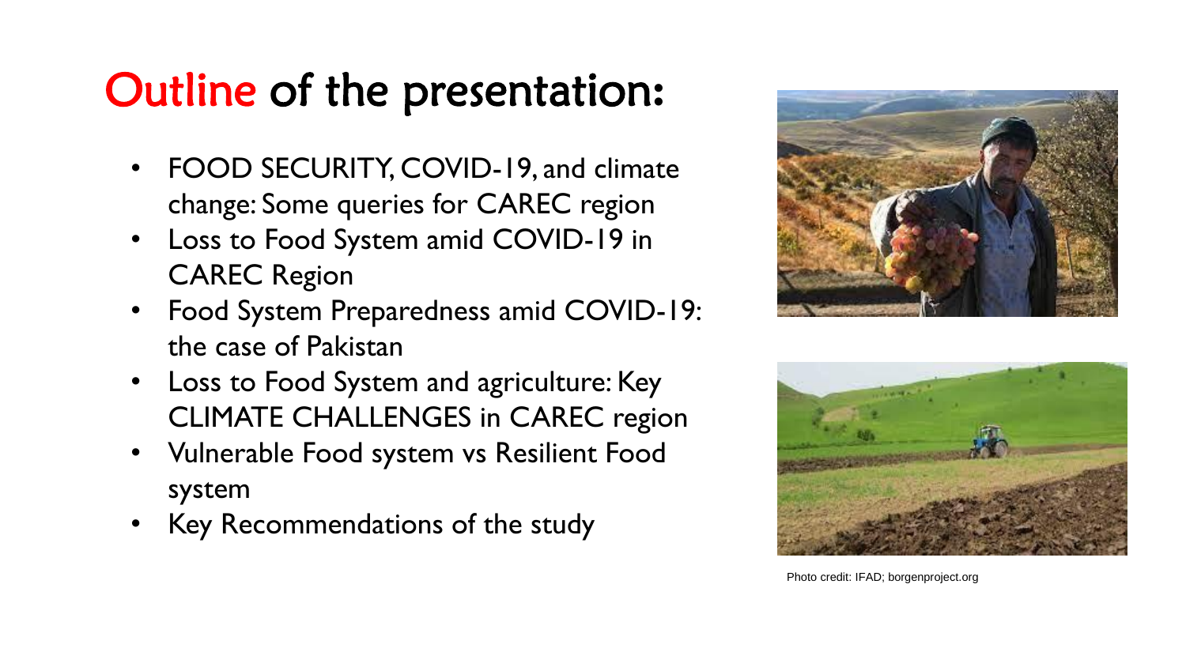# Outline of the presentation:

- FOOD SECURITY, COVID-19, and climate change: Some queries for CAREC region
- Loss to Food System amid COVID-19 in CAREC Region
- Food System Preparedness amid COVID-19: the case of Pakistan
- Loss to Food System and agriculture: Key CLIMATE CHALLENGES in CAREC region
- Vulnerable Food system vs Resilient Food system
- Key Recommendations of the study

Photo credit: IFAD; borgenproject.org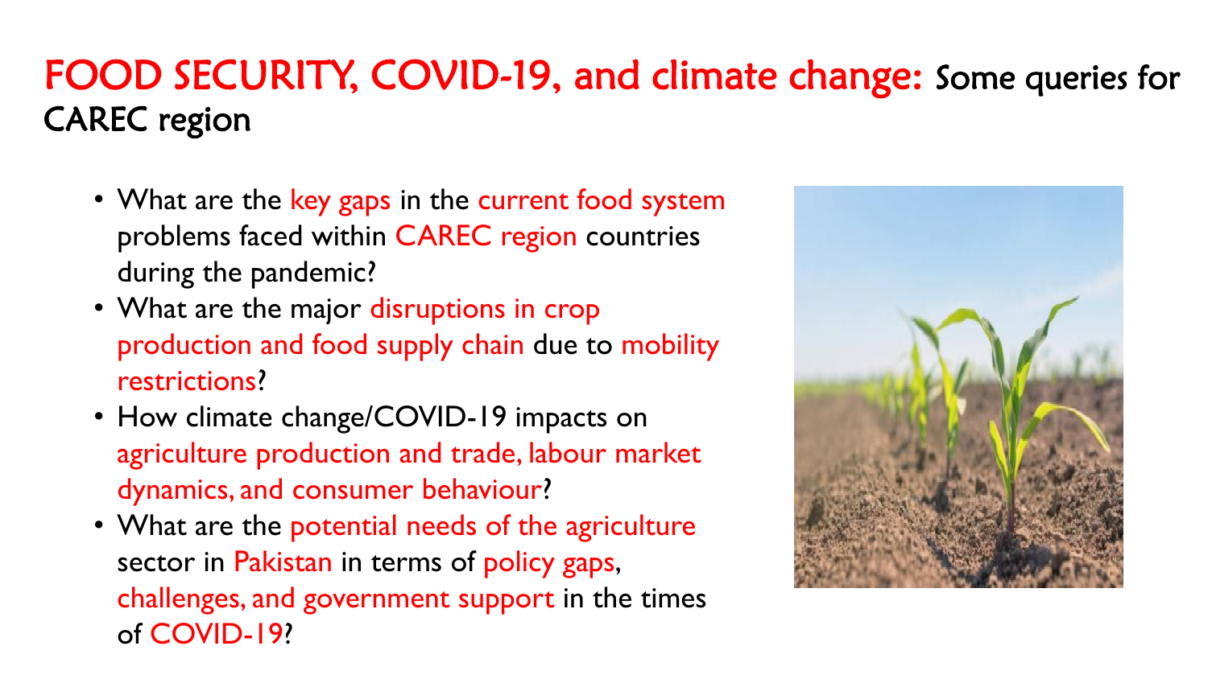# FOOD SECURITY, COVID-19, and climate change: Some queries for CAREC region

- What are the key gaps in the current food system problems faced within CAREC region countries during the pandemic?
- What are the major disruptions in crop production and food supply chain due to mobility restrictions?
- How climate change/COVID-19 impacts on agriculture production and trade, labour market dynamics, and consumer behaviour?
- What are the potential needs of the agriculture sector in Pakistan in terms of policy gaps, challenges, and government support in the times of COVID-19?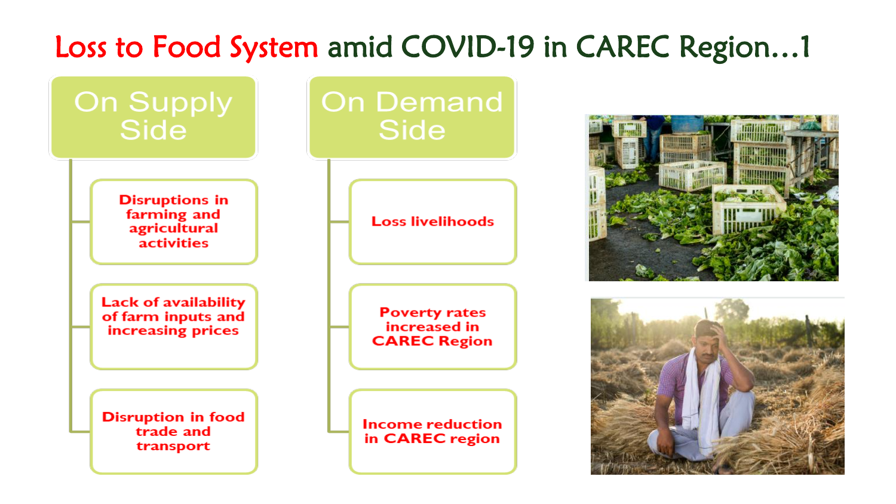# Loss to Food System amid COVID-19 in CAREC Region…1

## On Supply Side

- **Disruptions in farming and agricultural activities**
- **Lack of availability of farm inputs and increasing prices**
- **Disruption in food trade and transport**

## On Demand Side

- **Loss livelihoods**
- **Poverty rates increased in CAREC Region**
- **Income reduction in CAREC region**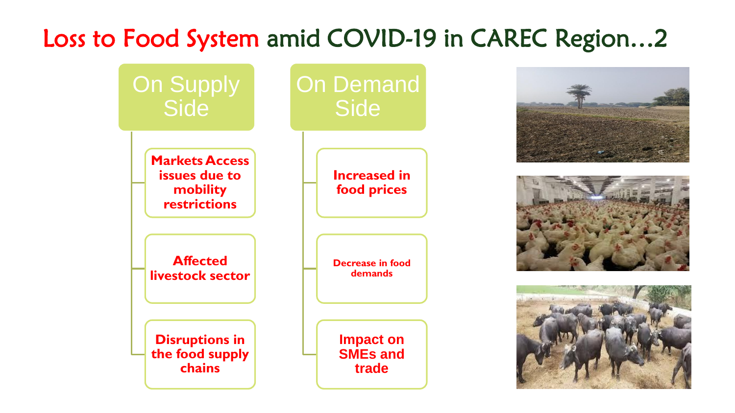# Loss to Food System amid COVID-19 in CAREC Region…2

## On Supply Side

- Markets Access issues due to mobility restrictions
- Affected livestock sector
- Disruptions in the food supply chains

## On Demand Side

- Increased in food prices
- Decrease in food demands
- Impact on SMEs and trade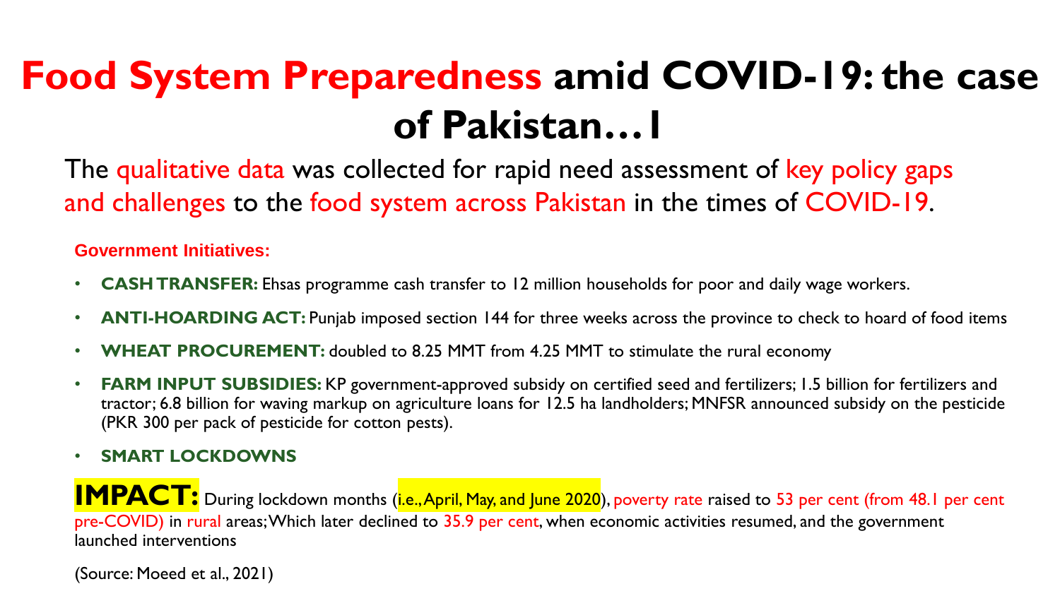# Food System Preparedness amid COVID-19: the case of Pakistan…1

The qualitative data was collected for rapid need assessment of key policy gaps and challenges to the food system across Pakistan in the times of COVID-19.

**Government Initiatives:**

- **CASH TRANSFER:** Ehsas programme cash transfer to 12 million households for poor and daily wage workers.
- **ANTI-HOARDING ACT:** Punjab imposed section 144 for three weeks across the province to check to hoard of food items
- **WHEAT PROCUREMENT:** doubled to 8.25 MMT from 4.25 MMT to stimulate the rural economy
- **FARM INPUT SUBSIDIES:** KP government-approved subsidy on certified seed and fertilizers; 1.5 billion for fertilizers and tractor; 6.8 billion for waving markup on agriculture loans for 12.5 ha landholders; MNFSR announced subsidy on the pesticide (PKR 300 per pack of pesticide for cotton pests).
- **SMART LOCKDOWNS**

**IMPACT:** During lockdown months (i.e., April, May, and June 2020), poverty rate raised to 53 per cent (from 48.1 per cent pre-COVID) in rural areas; Which later declined to 35.9 per cent, when economic activities resumed, and the government launched interventions

(Source: Moeed et al., 2021)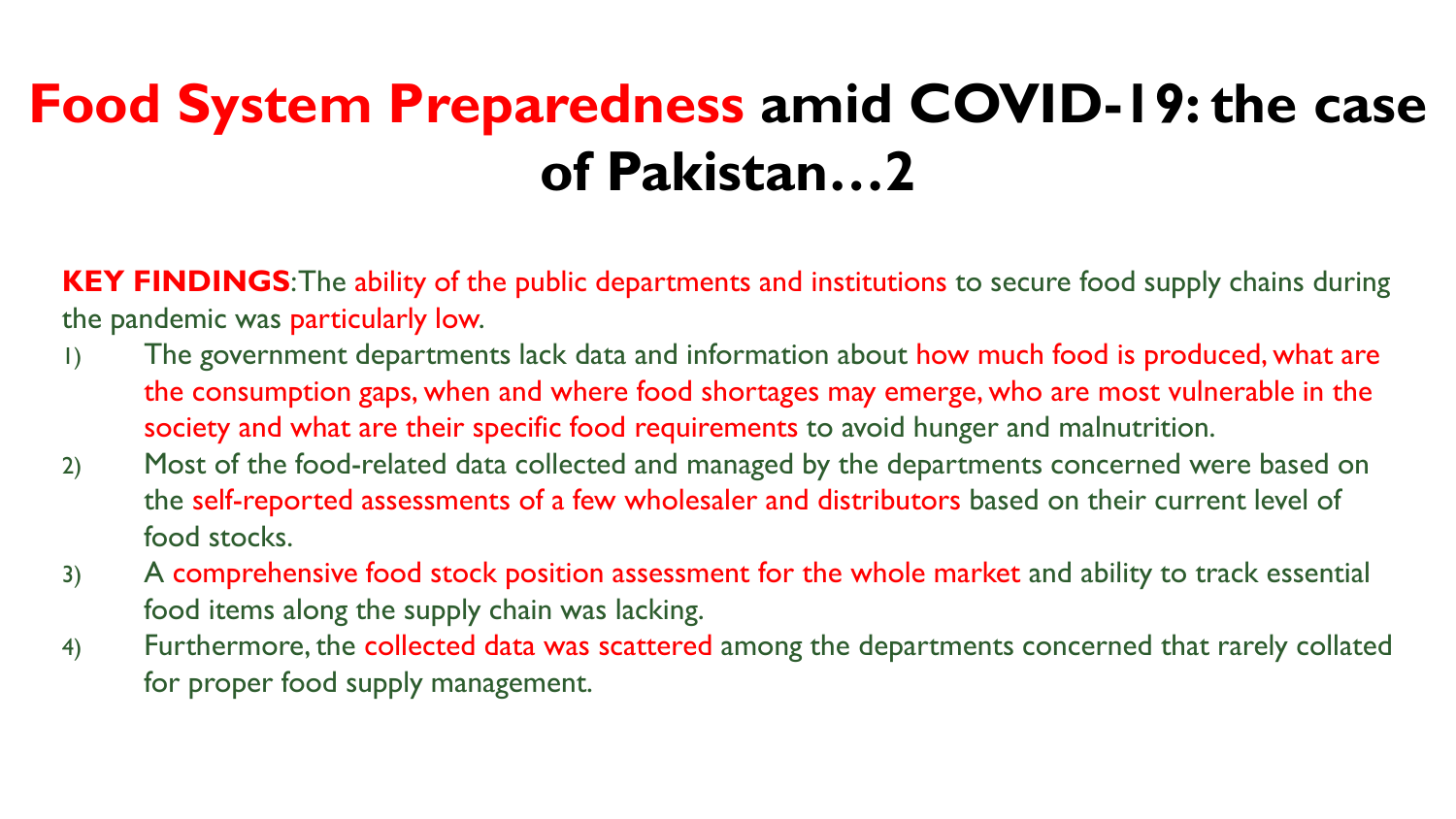# Food System Preparedness amid COVID-19: the case of Pakistan…2

**KEY FINDINGS**: The ability of the public departments and institutions to secure food supply chains during the pandemic was particularly low.

1) The government departments lack data and information about how much food is produced, what are the consumption gaps, when and where food shortages may emerge, who are most vulnerable in the society and what are their specific food requirements to avoid hunger and malnutrition.
2) Most of the food-related data collected and managed by the departments concerned were based on the self-reported assessments of a few wholesaler and distributors based on their current level of food stocks.
3) A comprehensive food stock position assessment for the whole market and ability to track essential food items along the supply chain was lacking.
4) Furthermore, the collected data was scattered among the departments concerned that rarely collated for proper food supply management.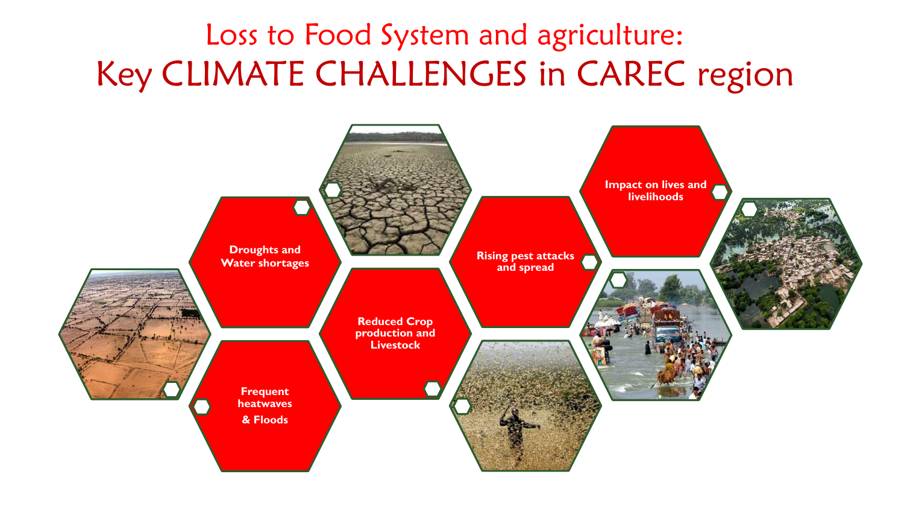# Loss to Food System and agriculture: Key CLIMATE CHALLENGES in CAREC region

- Droughts and Water shortages
- Frequent heatwaves & Floods
- Reduced Crop production and Livestock
- Rising pest attacks and spread
- Impact on lives and livelihoods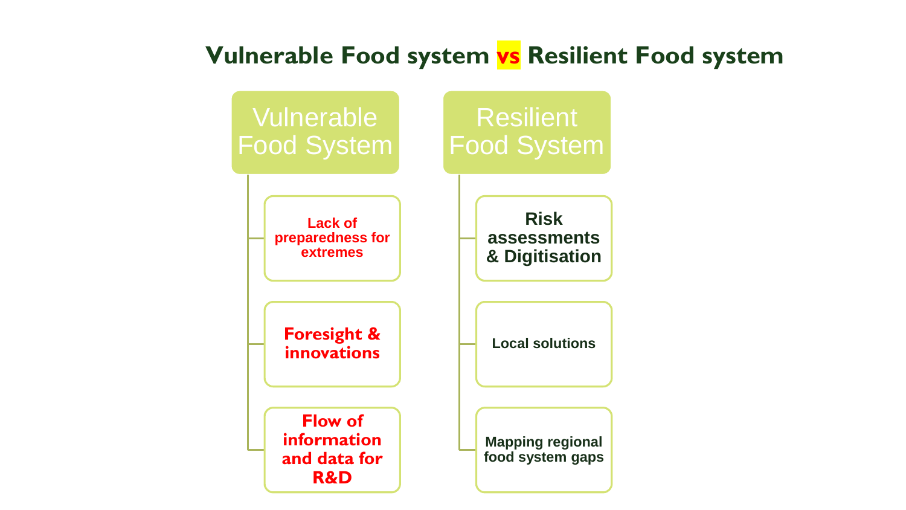# Vulnerable Food system vs Resilient Food system

## Vulnerable Food System

- Lack of preparedness for extremes
- Foresight & innovations
- Flow of information and data for R&D

## Resilient Food System

- Risk assessments & Digitisation
- Local solutions
- Mapping regional food system gaps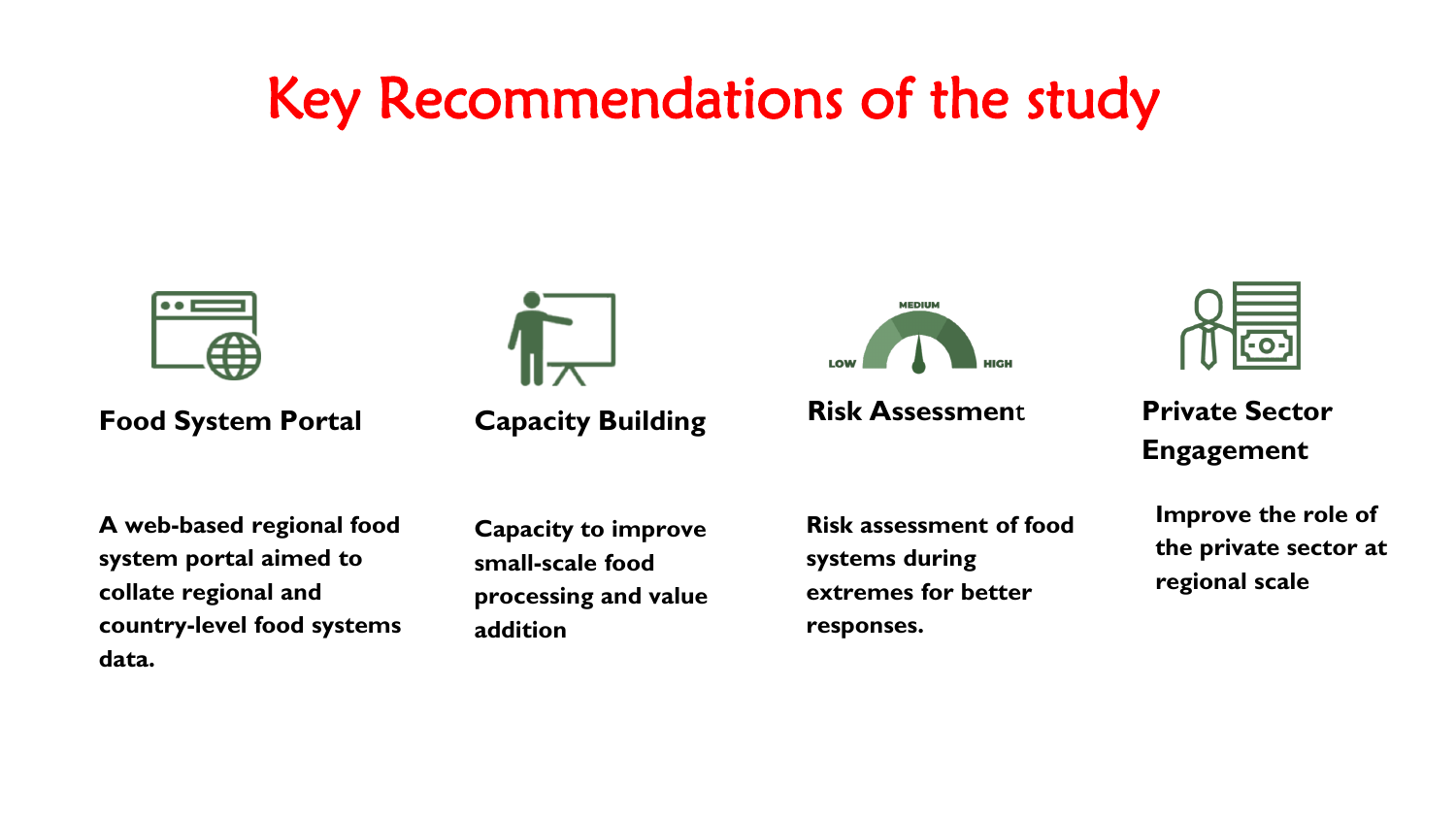# Key Recommendations of the study

### Food System Portal

A web-based regional food system portal aimed to collate regional and country-level food systems data.

### Capacity Building

Capacity to improve small-scale food processing and value addition

### Risk Assessment

LOW MEDIUM HIGH

Risk assessment of food systems during extremes for better responses.

### Private Sector Engagement

Improve the role of the private sector at regional scale